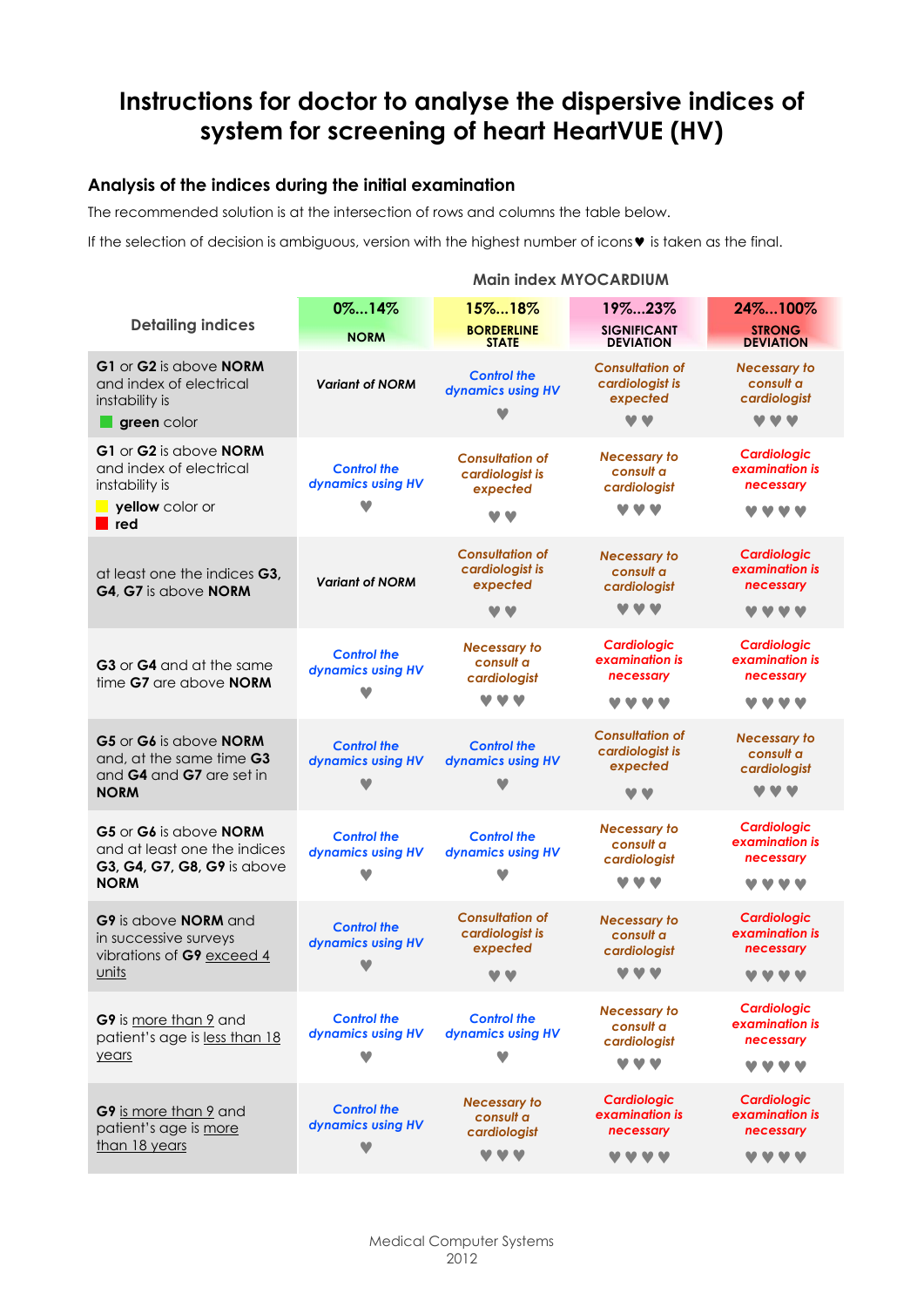# Instructions for doctor to analyse the dispersive indices of system for screening of heart HeartVUE (HV)

## Analysis of the indices during the initial examination

The recommended solution is at the intersection of rows and columns the table below.

If the selection of decision is ambiguous, version with the highest number of icons♥ is taken as the final.

| Detailing indices | Main index MYOCARDIUM | | | |
|---|---|---|---|---|
| | 0%...14% NORM | 15%...18% BORDERLINE STATE | 19%...23% SIGNIFICANT DEVIATION | 24%...100% STRONG DEVIATION |
| **G1** or **G2** is above **NORM** and index of electrical instability is **green** color | *Variant of NORM* | *Control the dynamics using HV* ♥ | *Consultation of cardiologist is expected* ♥♥ | *Necessary to consult a cardiologist* ♥♥♥ |
| **G1** or **G2** is above **NORM** and index of electrical instability is **yellow** color or **red** | *Control the dynamics using HV* ♥ | *Consultation of cardiologist is expected* ♥♥ | *Necessary to consult a cardiologist* ♥♥♥ | *Cardiologic examination is necessary* ♥♥♥♥ |
| at least one the indices **G3**, **G4**, **G7** is above **NORM** | *Variant of NORM* | *Consultation of cardiologist is expected* ♥♥ | *Necessary to consult a cardiologist* ♥♥♥ | *Cardiologic examination is necessary* ♥♥♥♥ |
| **G3** or **G4** and at the same time **G7** are above **NORM** | *Control the dynamics using HV* ♥ | *Necessary to consult a cardiologist* ♥♥♥ | *Cardiologic examination is necessary* ♥♥♥♥ | *Cardiologic examination is necessary* ♥♥♥♥ |
| **G5** or **G6** is above **NORM** and, at the same time **G3** and **G4** and **G7** are set in **NORM** | *Control the dynamics using HV* ♥ | *Control the dynamics using HV* ♥ | *Consultation of cardiologist is expected* ♥♥ | *Necessary to consult a cardiologist* ♥♥♥ |
| **G5** or **G6** is above **NORM** and at least one the indices **G3, G4, G7, G8, G9** is above **NORM** | *Control the dynamics using HV* ♥ | *Control the dynamics using HV* ♥ | *Necessary to consult a cardiologist* ♥♥♥ | *Cardiologic examination is necessary* ♥♥♥♥ |
| **G9** is above **NORM** and in successive surveys vibrations of **G9** exceed 4 units | *Control the dynamics using HV* ♥ | *Consultation of cardiologist is expected* ♥♥ | *Necessary to consult a cardiologist* ♥♥♥ | *Cardiologic examination is necessary* ♥♥♥♥ |
| **G9** is more than 9 and patient's age is less than 18 years | *Control the dynamics using HV* ♥ | *Control the dynamics using HV* ♥ | *Necessary to consult a cardiologist* ♥♥♥ | *Cardiologic examination is necessary* ♥♥♥♥ |
| **G9** is more than 9 and patient's age is more than 18 years | *Control the dynamics using HV* ♥ | *Necessary to consult a cardiologist* ♥♥♥ | *Cardiologic examination is necessary* ♥♥♥♥ | *Cardiologic examination is necessary* ♥♥♥♥ |

Medical Computer Systems
2012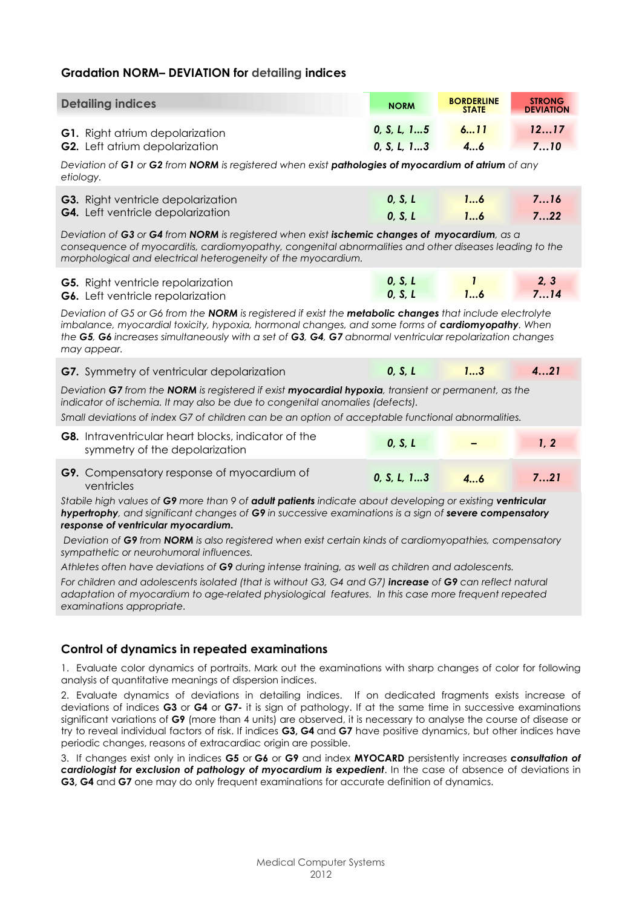## Gradation NORM– DEVIATION for detailing indices

| Detailing indices | NORM | BORDERLINE STATE | STRONG DEVIATION |
|---|---|---|---|
| **G1.** Right atrium depolarization | *0, S, L, 1…5* | *6…11* | *12…17* |
| **G2.** Left atrium depolarization | *0, S, L, 1…3* | *4…6* | *7…10* |

*Deviation of **G1** or **G2** from **NORM** is registered when exist **pathologies of myocardium of atrium** of any etiology.*

| Detailing indices | NORM | BORDERLINE STATE | STRONG DEVIATION |
|---|---|---|---|
| **G3.** Right ventricle depolarization | *0, S, L* | *1…6* | *7…16* |
| **G4.** Left ventricle depolarization | *0, S, L* | *1…6* | *7…22* |

*Deviation of **G3** or **G4** from **NORM** is registered when exist **ischemic changes of myocardium**, as a consequence of myocarditis, cardiomyopathy, congenital abnormalities and other diseases leading to the morphological and electrical heterogeneity of the myocardium.*

| Detailing indices | NORM | BORDERLINE STATE | STRONG DEVIATION |
|---|---|---|---|
| **G5.** Right ventricle repolarization | *0, S, L* | *1* | *2, 3* |
| **G6.** Left ventricle repolarization | *0, S, L* | *1…6* | *7…14* |

*Deviation of G5 or G6 from the **NORM** is registered if exist the **metabolic changes** that include electrolyte imbalance, myocardial toxicity, hypoxia, hormonal changes, and some forms of **cardiomyopathy**. When the **G5**, **G6** increases simultaneously with a set of **G3**, **G4**, **G7** abnormal ventricular repolarization changes may appear.*

| Detailing indices | NORM | BORDERLINE STATE | STRONG DEVIATION |
|---|---|---|---|
| **G7.** Symmetry of ventricular depolarization | *0, S, L* | *1…3* | *4…21* |

*Deviation **G7** from the **NORM** is registered if exist **myocardial hypoxia**, transient or permanent, as the indicator of ischemia. It may also be due to congenital anomalies (defects).*

*Small deviations of index G7 of children can be an option of acceptable functional abnormalities.*

| Detailing indices | NORM | BORDERLINE STATE | STRONG DEVIATION |
|---|---|---|---|
| **G8.** Intraventricular heart blocks, indicator of the symmetry of the depolarization | *0, S, L* | – | *1, 2* |
| **G9.** Compensatory response of myocardium of ventricles | *0, S, L, 1…3* | *4…6* | *7…21* |

*Stabile high values of **G9** more than 9 of **adult patients** indicate about developing or existing **ventricular hypertrophy**, and significant changes of **G9** in successive examinations is a sign of **severe compensatory response of ventricular myocardium.***

*Deviation of **G9** from **NORM** is also registered when exist certain kinds of cardiomyopathies, compensatory sympathetic or neurohumoral influences.*

*Athletes often have deviations of **G9** during intense training, as well as children and adolescents.*

*For children and adolescents isolated (that is without G3, G4 and G7) **increase** of **G9** can reflect natural adaptation of myocardium to age-related physiological features. In this case more frequent repeated examinations appropriate.*

## Control of dynamics in repeated examinations

1. Evaluate color dynamics of portraits. Mark out the examinations with sharp changes of color for following analysis of quantitative meanings of dispersion indices.
2. Evaluate dynamics of deviations in detailing indices. If on dedicated fragments exists increase of deviations of indices **G3** or **G4** or **G7-** it is sign of pathology. If at the same time in successive examinations significant variations of **G9** (more than 4 units) are observed, it is necessary to analyse the course of disease or try to reveal individual factors of risk. If indices **G3, G4** and **G7** have positive dynamics, but other indices have periodic changes, reasons of extracardiac origin are possible.
3. If changes exist only in indices **G5** or **G6** or **G9** and index **MYOCARD** persistently increases ***consultation of cardiologist for exclusion of pathology of myocardium is expedient***. In the case of absence of deviations in **G3, G4** and **G7** one may do only frequent examinations for accurate definition of dynamics.

Medical Computer Systems
2012